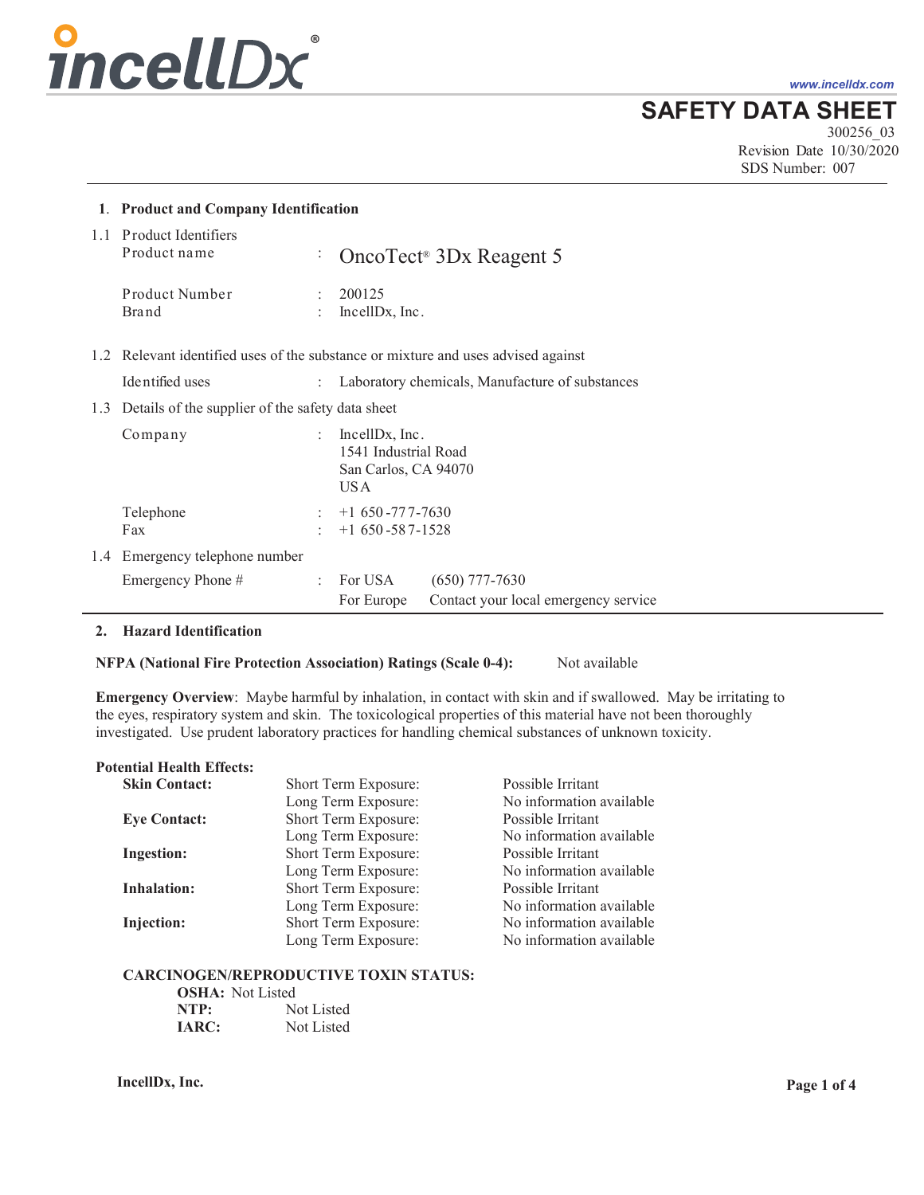www.incelldx.com

# SAFETY DATA SHEET

300256_03
Revision Date 10/30/2020
SDS Number: 007

## 1. Product and Company Identification

**1.1 Product Identifiers**

| | | |
|---|---|---|
| Product name | : | OncoTect® 3Dx Reagent 5 |
| Product Number | : | 200125 |
| Brand | : | IncellDx, Inc. |

**1.2 Relevant identified uses of the substance or mixture and uses advised against**

| | | |
|---|---|---|
| Identified uses | : | Laboratory chemicals, Manufacture of substances |

**1.3 Details of the supplier of the safety data sheet**

| | | |
|---|---|---|
| Company | : | IncellDx, Inc.<br>1541 Industrial Road<br>San Carlos, CA 94070<br>USA |
| Telephone | : | +1 650-777-7630 |
| Fax | : | +1 650-587-1528 |

**1.4 Emergency telephone number**

| | | | |
|---|---|---|---|
| Emergency Phone # | : | For USA | (650) 777-7630 |
| | | For Europe | Contact your local emergency service |

## 2. Hazard Identification

**NFPA (National Fire Protection Association) Ratings (Scale 0-4):** Not available

**Emergency Overview**: Maybe harmful by inhalation, in contact with skin and if swallowed. May be irritating to the eyes, respiratory system and skin. The toxicological properties of this material have not been thoroughly investigated. Use prudent laboratory practices for handling chemical substances of unknown toxicity.

**Potential Health Effects:**

| | | |
|---|---|---|
| **Skin Contact:** | Short Term Exposure: | Possible Irritant |
| | Long Term Exposure: | No information available |
| **Eye Contact:** | Short Term Exposure: | Possible Irritant |
| | Long Term Exposure: | No information available |
| **Ingestion:** | Short Term Exposure: | Possible Irritant |
| | Long Term Exposure: | No information available |
| **Inhalation:** | Short Term Exposure: | Possible Irritant |
| | Long Term Exposure: | No information available |
| **Injection:** | Short Term Exposure: | No information available |
| | Long Term Exposure: | No information available |

**CARCINOGEN/REPRODUCTIVE TOXIN STATUS:**

**OSHA:** Not Listed
**NTP:** Not Listed
**IARC:** Not Listed

IncellDx, Inc.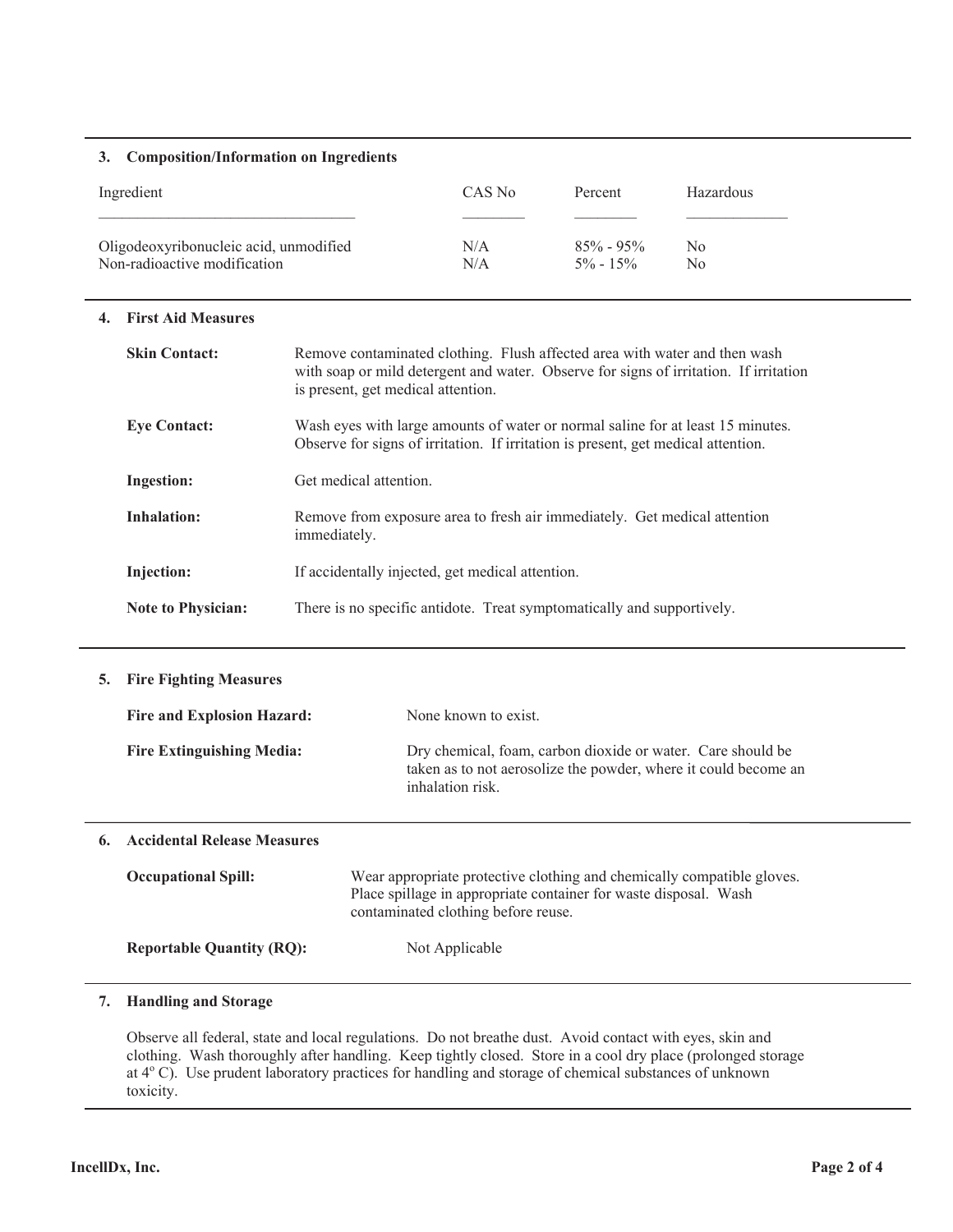## 3. Composition/Information on Ingredients

| Ingredient | CAS No | Percent | Hazardous |
|---|---|---|---|
| Oligodeoxyribonucleic acid, unmodified | N/A | 85% - 95% | No |
| Non-radioactive modification | N/A | 5% - 15% | No |

## 4. First Aid Measures

**Skin Contact:** Remove contaminated clothing. Flush affected area with water and then wash with soap or mild detergent and water. Observe for signs of irritation. If irritation is present, get medical attention.

**Eye Contact:** Wash eyes with large amounts of water or normal saline for at least 15 minutes. Observe for signs of irritation. If irritation is present, get medical attention.

**Ingestion:** Get medical attention.

**Inhalation:** Remove from exposure area to fresh air immediately. Get medical attention immediately.

**Injection:** If accidentally injected, get medical attention.

**Note to Physician:** There is no specific antidote. Treat symptomatically and supportively.

## 5. Fire Fighting Measures

**Fire and Explosion Hazard:** None known to exist.

**Fire Extinguishing Media:** Dry chemical, foam, carbon dioxide or water. Care should be taken as to not aerosolize the powder, where it could become an inhalation risk.

## 6. Accidental Release Measures

**Occupational Spill:** Wear appropriate protective clothing and chemically compatible gloves. Place spillage in appropriate container for waste disposal. Wash contaminated clothing before reuse.

**Reportable Quantity (RQ):** Not Applicable

## 7. Handling and Storage

Observe all federal, state and local regulations. Do not breathe dust. Avoid contact with eyes, skin and clothing. Wash thoroughly after handling. Keep tightly closed. Store in a cool dry place (prolonged storage at $4^{o}$ C). Use prudent laboratory practices for handling and storage of chemical substances of unknown toxicity.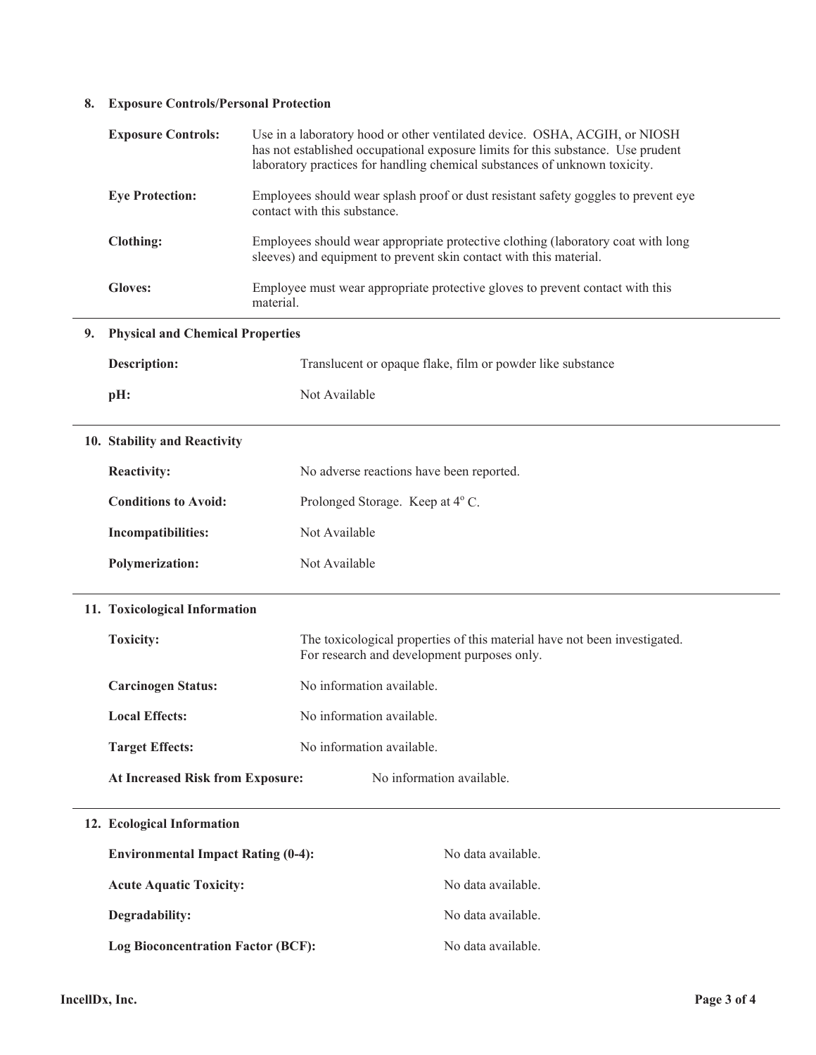## 8. Exposure Controls/Personal Protection

**Exposure Controls:** Use in a laboratory hood or other ventilated device. OSHA, ACGIH, or NIOSH has not established occupational exposure limits for this substance. Use prudent laboratory practices for handling chemical substances of unknown toxicity.

**Eye Protection:** Employees should wear splash proof or dust resistant safety goggles to prevent eye contact with this substance.

**Clothing:** Employees should wear appropriate protective clothing (laboratory coat with long sleeves) and equipment to prevent skin contact with this material.

**Gloves:** Employee must wear appropriate protective gloves to prevent contact with this material.

## 9. Physical and Chemical Properties

**Description:** Translucent or opaque flake, film or powder like substance

**pH:** Not Available

## 10. Stability and Reactivity

**Reactivity:** No adverse reactions have been reported.

**Conditions to Avoid:** Prolonged Storage. Keep at $4^{o}$ C.

**Incompatibilities:** Not Available

**Polymerization:** Not Available

## 11. Toxicological Information

**Toxicity:** The toxicological properties of this material have not been investigated. For research and development purposes only.

**Carcinogen Status:** No information available.

**Local Effects:** No information available.

**Target Effects:** No information available.

**At Increased Risk from Exposure:** No information available.

## 12. Ecological Information

**Environmental Impact Rating (0-4):** No data available.

**Acute Aquatic Toxicity:** No data available.

**Degradability:** No data available.

**Log Bioconcentration Factor (BCF):** No data available.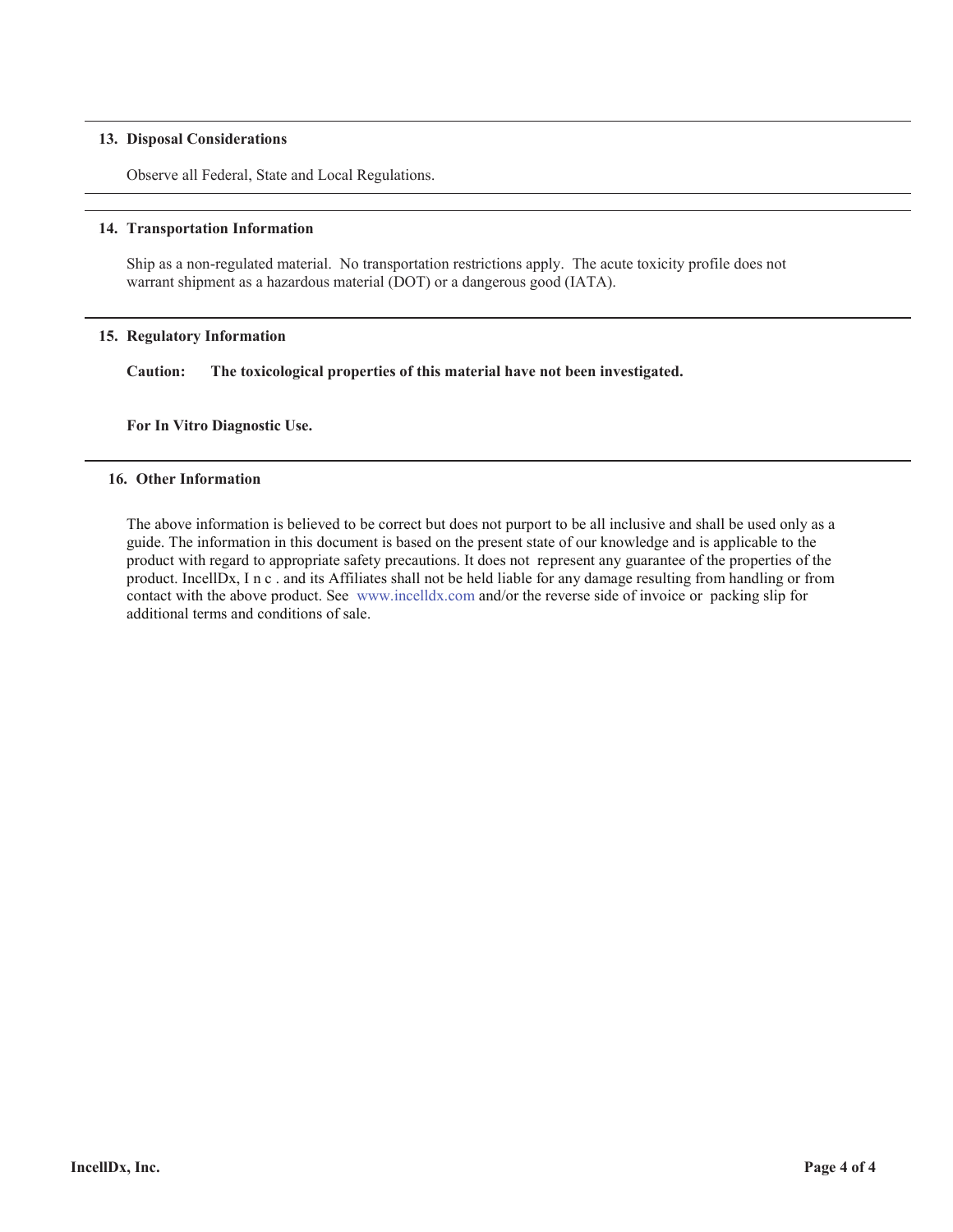## 13. Disposal Considerations

Observe all Federal, State and Local Regulations.

## 14. Transportation Information

Ship as a non-regulated material. No transportation restrictions apply. The acute toxicity profile does not warrant shipment as a hazardous material (DOT) or a dangerous good (IATA).

## 15. Regulatory Information

**Caution: The toxicological properties of this material have not been investigated.**

**For In Vitro Diagnostic Use.**

## 16. Other Information

The above information is believed to be correct but does not purport to be all inclusive and shall be used only as a guide. The information in this document is based on the present state of our knowledge and is applicable to the product with regard to appropriate safety precautions. It does not represent any guarantee of the properties of the product. IncellDx, I n c . and its Affiliates shall not be held liable for any damage resulting from handling or from contact with the above product. See www.incelldx.com and/or the reverse side of invoice or packing slip for additional terms and conditions of sale.